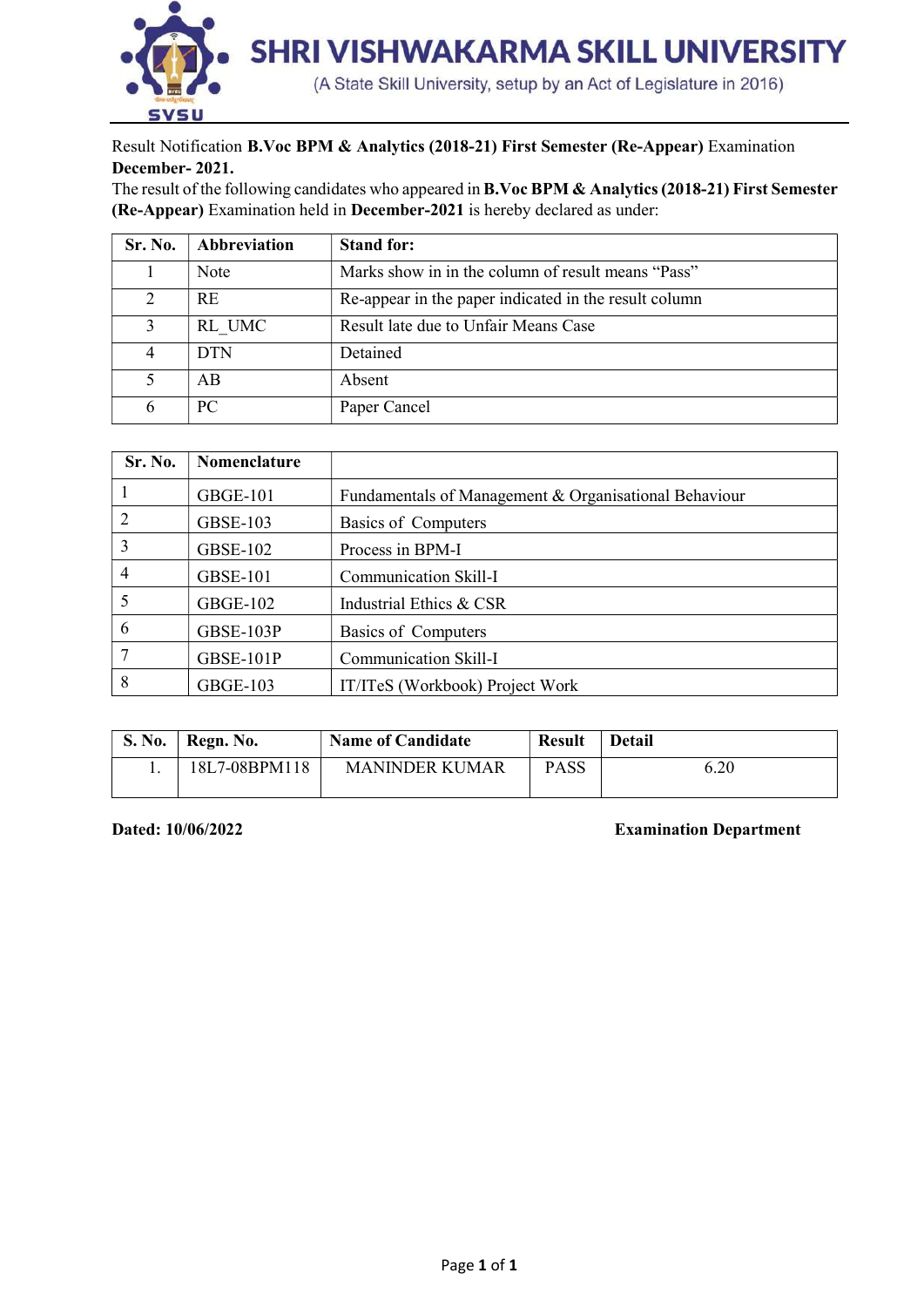# SHRI VISHWAKARMA SKILL UNIVERSITY

(A State Skill University, setup by an Act of Legislature in 2016)

Result Notification **B.Voc BPM & Analytics (2018-21) First Semester (Re-Appear)** Examination **December- 2021.**

The result of the following candidates who appeared in **B.Voc BPM & Analytics (2018-21) First Semester (Re-Appear)** Examination held in **December-2021** is hereby declared as under:

| Sr. No. | Abbreviation | Stand for: |
|---|---|---|
| 1 | Note | Marks show in in the column of result means "Pass" |
| 2 | RE | Re-appear in the paper indicated in the result column |
| 3 | RL_UMC | Result late due to Unfair Means Case |
| 4 | DTN | Detained |
| 5 | AB | Absent |
| 6 | PC | Paper Cancel |

| Sr. No. | Nomenclature | |
|---|---|---|
| 1 | GBGE-101 | Fundamentals of Management & Organisational Behaviour |
| 2 | GBSE-103 | Basics of Computers |
| 3 | GBSE-102 | Process in BPM-I |
| 4 | GBSE-101 | Communication Skill-I |
| 5 | GBGE-102 | Industrial Ethics & CSR |
| 6 | GBSE-103P | Basics of Computers |
| 7 | GBSE-101P | Communication Skill-I |
| 8 | GBGE-103 | IT/ITeS (Workbook) Project Work |

| S. No. | Regn. No. | Name of Candidate | Result | Detail |
|---|---|---|---|---|
| 1. | 18L7-08BPM118 | MANINDER KUMAR | PASS | 6.20 |

**Dated: 10/06/2022** **Examination Department**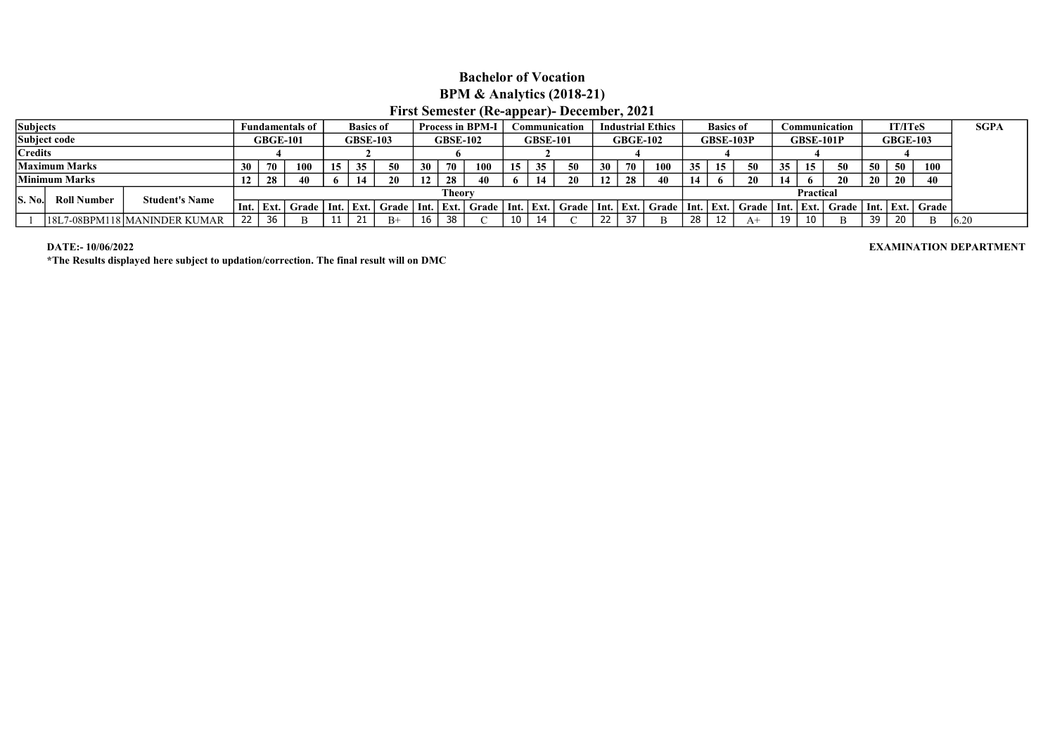# Bachelor of Vocation

## BPM & Analytics (2018-21)

## First Semester (Re-appear)- December, 2021

| Subjects | | | Fundamentals of | | | Basics of | | | Process in BPM-I | | | Communication | | | Industrial Ethics | | | Basics of | | | Communication | | | IT/ITeS | | | SGPA |
|---|---|---|---|---|---|---|---|---|---|---|---|---|---|---|---|---|---|---|---|---|---|---|---|---|---|---|---|
| Subject code | | | GBGE-101 | | | GBSE-103 | | | GBSE-102 | | | GBSE-101 | | | GBGE-102 | | | GBSE-103P | | | GBSE-101P | | | GBGE-103 | | | |
| Credits | | | 4 | | | 2 | | | 6 | | | 2 | | | 4 | | | 4 | | | 4 | | | 4 | | | |
| Maximum Marks | | | 30 | 70 | 100 | 15 | 35 | 50 | 30 | 70 | 100 | 15 | 35 | 50 | 30 | 70 | 100 | 35 | 15 | 50 | 35 | 15 | 50 | 50 | 50 | 100 | |
| Minimum Marks | | | 12 | 28 | 40 | 6 | 14 | 20 | 12 | 28 | 40 | 6 | 14 | 20 | 12 | 28 | 40 | 14 | 6 | 20 | 14 | 6 | 20 | 20 | 20 | 40 | |
| S. No. | Roll Number | Student's Name | Theory | | | | | | | | | | | | | | | Practical | | | | | | | | | |
| | | | Int. | Ext. | Grade | Int. | Ext. | Grade | Int. | Ext. | Grade | Int. | Ext. | Grade | Int. | Ext. | Grade | Int. | Ext. | Grade | Int. | Ext. | Grade | Int. | Ext. | Grade | |
| 1 | 18L7-08BPM118 | MANINDER KUMAR | 22 | 36 | B | 11 | 21 | B+ | 16 | 38 | C | 10 | 14 | C | 22 | 37 | B | 28 | 12 | A+ | 19 | 10 | B | 39 | 20 | B | 6.20 |

**DATE:- 10/06/2022**

**EXAMINATION DEPARTMENT**

***The Results displayed here subject to updation/correction. The final result will on DMC**